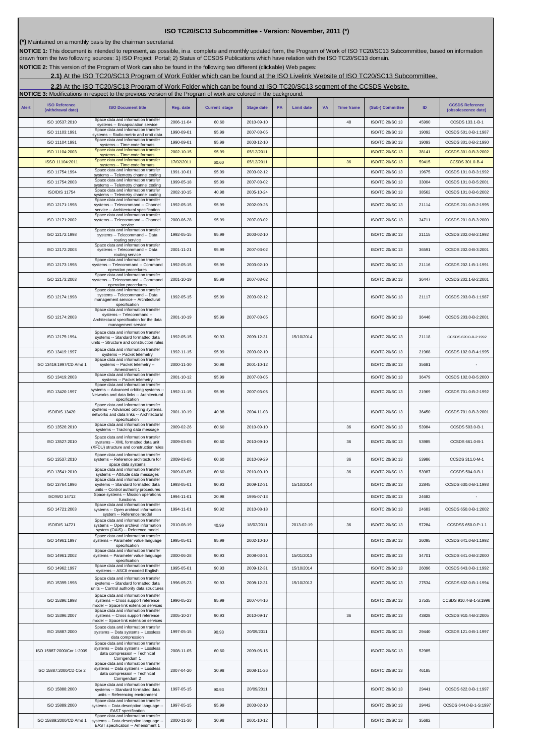# ISO TC20/SC13 Subcommittee - Version: November, 2011 (*)

**(*)** Maintained on a monthly basis by the chairman secretariat

**NOTICE 1:** This document is intended to represent, as possible, in a complete and monthly updated form, the Program of Work of ISO TC20/SC13 Subcommittee, based on information drawn from the two following sources: 1) ISO Project Portal; 2) Status of CCSDS Publications which have relation with the ISO TC20/SC13 domain.

**NOTICE 2:** This version of the Program of Work can also be found in the following two different (clickable) Web pages:

**2.1)** At the ISO TC20/SC13 Program of Work Folder which can be found at the ISO Livelink Website of ISO TC20/SC13 Subcommittee.

**2.2)** At the ISO TC20/SC13 Program of Work Folder which can be found at ISO TC20/SC13 segment of the CCSDS Website.

**NOTICE 3:** Modifications in respect to the previous version of the Program of work are colored in the background.

| Alert | ISO Reference (withdrawal date) | ISO Document title | Reg. date | Current stage | Stage date | PA | Limit date | VA | Time frame | (Sub-) Committee | ID | CCSDS Reference (obsolescence date) |
|---|---|---|---|---|---|---|---|---|---|---|---|---|
| | ISO 10537:2010 | Space data and information transfer systems -- Encapsulation service | 2006-11-04 | 60.60 | 2010-09-10 | | | | 48 | ISO/TC 20/SC 13 | 45990 | CCSDS 133.1-B-1 |
| | ISO 11103:1991 | Space data and information transfer systems -- Radio metric and orbit data | 1990-09-01 | 95.99 | 2007-03-05 | | | | | ISO/TC 20/SC 13 | 19092 | CCSDS 501.0-B-1:1987 |
| | ISO 11104:1991 | Space data and information transfer systems -- Time code formats | 1990-09-01 | 95.99 | 2003-12-10 | | | | | ISO/TC 20/SC 13 | 19093 | CCSDS 301.0-B-2:1990 |
| | ISO 11104:2003 | Space data and information transfer systems -- Time code formats | 2002-10-15 | 95.99 | 05/12/2011 | | | | | ISO/TC 20/SC 13 | 38141 | CCSDS 301.0-B-3:2002 |
| | ISSO 11104:2011 | Space data and information transfer systems -- Time code formats | 17/02/2011 | 60.60 | 05/12/2011 | | | | 36 | ISO/TC 20/SC 13 | 59415 | CCSDS 301.0-B-4 |
| | ISO 11754:1994 | Space data and information transfer systems -- Telemetry channel coding | 1991-10-01 | 95.99 | 2003-02-12 | | | | | ISO/TC 20/SC 13 | 19675 | CCSDS 101.0-B-3:1992 |
| | ISO 11754:2003 | Space data and information transfer systems -- Telemetry channel coding | 1999-05-18 | 95.99 | 2007-03-02 | | | | | ISO/TC 20/SC 13 | 33004 | CCSDS 101.0-B-5:2001 |
| | ISO/DIS 11754 | Space data and information transfer systems -- Telemetry channel coding | 2002-10-15 | 40.98 | 2005-10-24 | | | | | ISO/TC 20/SC 13 | 38562 | CCSDS 101.0-B-6:2002 |
| | ISO 12171:1998 | Space data and information transfer systems -- Telecommand -- Channel service -- Architectural specification | 1992-05-15 | 95.99 | 2002-09-26 | | | | | ISO/TC 20/SC 13 | 21114 | CCSDS 201.0-B-2:1995 |
| | ISO 12171:2002 | Space data and information transfer systems -- Telecommand -- Channel service | 2000-06-28 | 95.99 | 2007-03-02 | | | | | ISO/TC 20/SC 13 | 34711 | CCSDS 201.0-B-3:2000 |
| | ISO 12172:1998 | Space data and information transfer systems -- Telecommand -- Data routing service | 1992-05-15 | 95.99 | 2003-02-10 | | | | | ISO/TC 20/SC 13 | 21115 | CCSDS 202.0-B-2:1992 |
| | ISO 12172:2003 | Space data and information transfer systems -- Telecommand -- Data routing service | 2001-11-21 | 95.99 | 2007-03-02 | | | | | ISO/TC 20/SC 13 | 36591 | CCSDS 202.0-B-3:2001 |
| | ISO 12173:1998 | Space data and information transfer systems -- Telecommand -- Command operation procedures | 1992-05-15 | 95.99 | 2003-02-10 | | | | | ISO/TC 20/SC 13 | 21116 | CCSDS 202.1-B-1:1991 |
| | ISO 12173:2003 | Space data and information transfer systems -- Telecommand -- Command operation procedures | 2001-10-19 | 95.99 | 2007-03-02 | | | | | ISO/TC 20/SC 13 | 36447 | CCSDS 202.1-B-2:2001 |
| | ISO 12174:1998 | Space data and information transfer systems -- Telecommand -- Data management service -- Architectural specification | 1992-05-15 | 95.99 | 2003-02-12 | | | | | ISO/TC 20/SC 13 | 21117 | CCSDS 203.0-B-1:1987 |
| | ISO 12174:2003 | Space data and information transfer systems -- Telecommand -- Architectural specification for the data management service | 2001-10-19 | 95.99 | 2007-03-05 | | | | | ISO/TC 20/SC 13 | 36446 | CCSDS 203.0-B-2:2001 |
| | ISO 12175:1994 | Space data and information transfer systems -- Standard formatted data units -- Structure and construction rules | 1992-05-15 | 90.93 | 2009-12-31 | | 15/10/2014 | | | ISO/TC 20/SC 13 | 21118 | CCSDS 620.0-B-2:1992 |
| | ISO 13419:1997 | Space data and information transfer systems -- Packet telemetry | 1992-11-15 | 95.99 | 2003-02-10 | | | | | ISO/TC 20/SC 13 | 21968 | CCSDS 102.0-B-4:1995 |
| | ISO 13419:1997/CD Amd 1 | Space data and information transfer systems -- Packet telemetry -- Amendment 1 | 2000-11-30 | 30.98 | 2001-10-12 | | | | | ISO/TC 20/SC 13 | 35681 | - |
| | ISO 13419:2003 | Space data and information transfer systems -- Packet telemetry | 2001-10-12 | 95.99 | 2007-03-05 | | | | | ISO/TC 20/SC 13 | 36479 | CCSDS 102.0-B-5:2000 |
| | ISO 13420:1997 | Space data and information transfer systems -- Advanced orbiting systems -- Networks and data links -- Architectural specification | 1992-11-15 | 95.99 | 2007-03-05 | | | | | ISO/TC 20/SC 13 | 21969 | CCSDS 701.0-B-2:1992 |
| | ISO/DIS 13420 | Space data and information transfer systems -- Advanced orbiting systems, networks and data links -- Architectural specification | 2001-10-19 | 40.98 | 2004-11-03 | | | | | ISO/TC 20/SC 13 | 36450 | CCSDS 701.0-B-3:2001 |
| | ISO 13526:2010 | Space data and information transfer systems -- Tracking data message | 2009-02-26 | 60.60 | 2010-09-10 | | | | 36 | ISO/TC 20/SC 13 | 53984 | CCSDS 503.0-B-1 |
| | ISO 13527:2010 | Space data and information transfer systems -- XML formatted data unit (XFDU) structure and construction rules | 2009-03-05 | 60.60 | 2010-09-10 | | | | 36 | ISO/TC 20/SC 13 | 53985 | CCSDS 661.0-B-1 |
| | ISO 13537:2010 | Space data and information transfer systems -- Reference architecture for space data systems | 2009-03-05 | 60.60 | 2010-09-29 | | | | 36 | ISO/TC 20/SC 13 | 53986 | CCSDS 311.0-M-1 |
| | ISO 13541:2010 | Space data and information transfer systems -- Attitude data messages | 2009-03-05 | 60.60 | 2010-09-10 | | | | 36 | ISO/TC 20/SC 13 | 53987 | CCSDS 504.0-B-1 |
| | ISO 13764:1996 | Space data and information transfer systems -- Standard formatted data units -- Control authority procedures | 1993-05-01 | 90.93 | 2009-12-31 | | 15/10/2014 | | | ISO/TC 20/SC 13 | 22845 | CCSDS 630.0-B-1:1993 |
| | ISO/WD 14712 | Space systems -- Mission operations functions | 1994-11-01 | 20.98 | 1995-07-13 | | | | | ISO/TC 20/SC 13 | 24682 | - |
| | ISO 14721:2003 | Space data and information transfer systems -- Open archival information system -- Reference model | 1994-11-01 | 90.92 | 2010-08-18 | | | | | ISO/TC 20/SC 13 | 24683 | CCSDS 650.0-B-1:2002 |
| | ISO/DIS 14721 | Space data and information transfer systems -- Open archival information system (OAIS) -- Reference model | 2010-08-19 | 40.99 | 18/02/2011 | | 2013-02-19 | | 36 | ISO/TC 20/SC 13 | 57284 | CCSDSS 650.0-P-1.1 |
| | ISO 14961:1997 | Space data and information transfer systems -- Parameter value language specification | 1995-05-01 | 95.99 | 2002-10-10 | | | | | ISO/TC 20/SC 13 | 26095 | CCSDS 641.0-B-1:1992 |
| | ISO 14961:2002 | Space data and information transfer systems -- Parameter value language specification | 2000-06-28 | 90.93 | 2008-03-31 | | 15/01/2013 | | | ISO/TC 20/SC 13 | 34701 | CCSDS 641.0-B-2:2000 |
| | ISO 14962:1997 | Space data and information transfer systems -- ASCII encoded English | 1995-05-01 | 90.93 | 2009-12-31 | | 15/10/2014 | | | ISO/TC 20/SC 13 | 26096 | CCSDS 643.0-B-1:1992 |
| | ISO 15395:1998 | Space data and information transfer systems -- Standard formatted data units -- Control authority data structures | 1996-05-23 | 90.93 | 2008-12-31 | | 15/10/2013 | | | ISO/TC 20/SC 13 | 27534 | CCSDS 632.0-B-1:1994 |
| | ISO 15396:1998 | Space data and information transfer systems -- Cross support reference model -- Space link extension services | 1996-05-23 | 95.99 | 2007-04-16 | | | | | ISO/TC 20/SC 13 | 27535 | CCSDS 910.4-B-1-S:1996 |
| | ISO 15396:2007 | Space data and information transfer systems -- Cross support reference model -- Space link extension services | 2005-10-27 | 90.93 | 2010-09-17 | | | | 36 | ISO/TC 20/SC 13 | 43828 | CCSDS 910.4-B-2:2005 |
| | ISO 15887:2000 | Space data and information transfer systems -- Data systems -- Lossless data compression | 1997-05-15 | 90.93 | 20/09/2011 | | | | | ISO/TC 20/SC 13 | 29440 | CCSDS 121.0-B-1:1997 |
| | ISO 15887:2000/Cor 1:2009 | Space data and information transfer systems -- Data systems -- Lossless data compression -- Technical Corrigendum 1 | 2008-11-05 | 60.60 | 2009-05-15 | | | | | ISO/TC 20/SC 13 | 52985 | |
| | ISO 15887:2000/CD Cor 2 | Space data and information transfer systems -- Data systems -- Lossless data compression -- Technical Corrigendum 2 | 2007-04-20 | 30.98 | 2008-11-26 | | | | | ISO/TC 20/SC 13 | 46185 | |
| | ISO 15888:2000 | Space data and information transfer systems -- Standard formatted data units -- Referencing environment | 1997-05-15 | 90.93 | 20/09/2011 | | | | | ISO/TC 20/SC 13 | 29441 | CCSDS 622.0-B-1:1997 |
| | ISO 15889:2000 | Space data and information transfer systems -- Data description language -- EAST specification | 1997-05-15 | 95.99 | 2003-02-10 | | | | | ISO/TC 20/SC 13 | 29442 | CCSDS 644.0-B-1-S:1997 |
| | ISO 15889:2000/CD Amd 1 | Space data and information transfer systems -- Data description language -- EAST specification -- Amendment 1 | 2000-11-30 | 30.98 | 2001-10-12 | | | | | ISO/TC 20/SC 13 | 35682 | |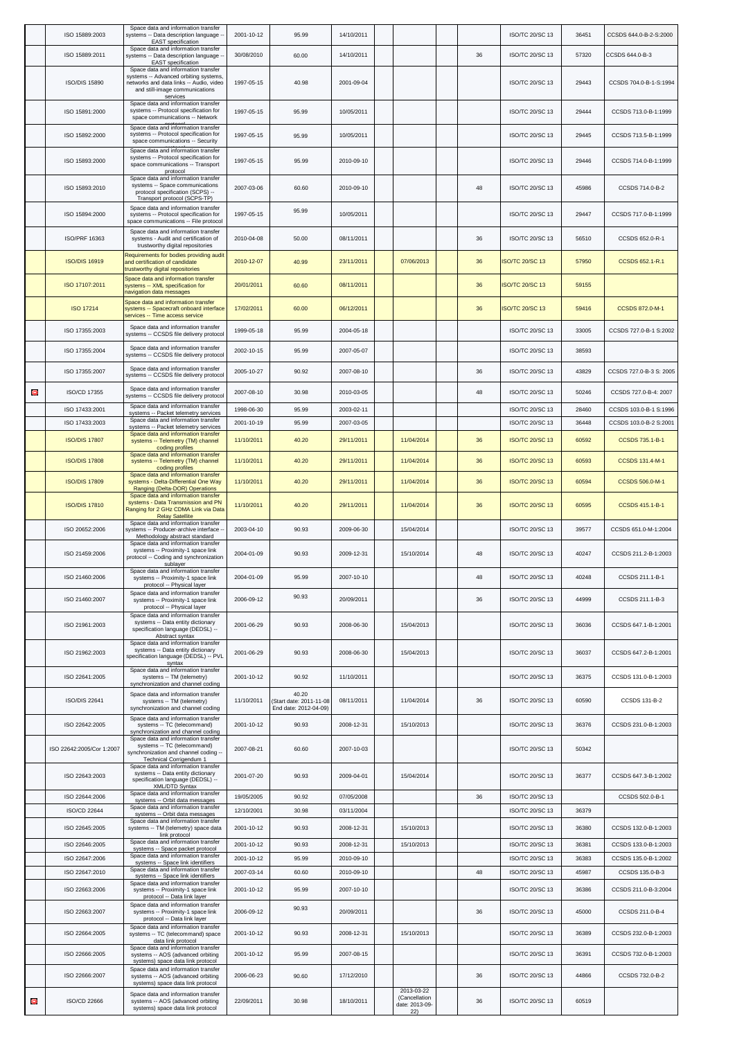|  | ISO 15889:2003 | Space data and information transfer systems -- Data description language -- EAST specification | 2001-10-12 | 95.99 | 14/10/2011 |  |  |  | ISO/TC 20/SC 13 | 36451 | CCSDS 644.0-B-2-S:2000 |
|---|---|---|---|---|---|---|---|---|---|---|---|
|  | ISO 15889:2011 | Space data and information transfer systems -- Data description language -- EAST specification | 30/08/2010 | 60.00 | 14/10/2011 |  |  | 36 | ISO/TC 20/SC 13 | 57320 | CCSDS 644.0-B-3 |
|  | ISO/DIS 15890 | Space data and information transfer systems -- Advanced orbiting systems, networks and data links -- Audio, video and still-image communications services | 1997-05-15 | 40.98 | 2001-09-04 |  |  |  | ISO/TC 20/SC 13 | 29443 | CCSDS 704.0-B-1-S:1994 |
|  | ISO 15891:2000 | Space data and information transfer systems -- Protocol specification for space communications -- Network protocol | 1997-05-15 | 95.99 | 10/05/2011 |  |  |  | ISO/TC 20/SC 13 | 29444 | CCSDS 713.0-B-1:1999 |
|  | ISO 15892:2000 | Space data and information transfer systems -- Protocol specification for space communications -- Security | 1997-05-15 | 95.99 | 10/05/2011 |  |  |  | ISO/TC 20/SC 13 | 29445 | CCSDS 713.5-B-1:1999 |
|  | ISO 15893:2000 | Space data and information transfer systems -- Protocol specification for space communications -- Transport protocol | 1997-05-15 | 95.99 | 2010-09-10 |  |  |  | ISO/TC 20/SC 13 | 29446 | CCSDS 714.0-B-1:1999 |
|  | ISO 15893:2010 | Space data and information transfer systems -- Space communications protocol specification (SCPS) -- Transport protocol (SCPS-TP) | 2007-03-06 | 60.60 | 2010-09-10 |  |  | 48 | ISO/TC 20/SC 13 | 45986 | CCSDS 714.0-B-2 |
|  | ISO 15894:2000 | Space data and information transfer systems -- Protocol specification for space communications -- File protocol | 1997-05-15 | 95.99 | 10/05/2011 |  |  |  | ISO/TC 20/SC 13 | 29447 | CCSDS 717.0-B-1:1999 |
|  | ISO/PRF 16363 | Space data and information transfer systems - Audit and certification of trustworthy digital repositories | 2010-04-08 | 50.00 | 08/11/2011 |  |  | 36 | ISO/TC 20/SC 13 | 56510 | CCSDS 652.0-R-1 |
|  | ISO/DIS 16919 | Requirements for bodies providing audit and certification of candidate trustworthy digital repositories | 2010-12-07 | 40.99 | 23/11/2011 | 07/06/2013 |  | 36 | ISO/TC 20/SC 13 | 57950 | CCSDS 652.1-R.1 |
|  | ISO 17107:2011 | Space data and information transfer systems -- XML specification for navigation data messages | 20/01/2011 | 60.60 | 08/11/2011 |  |  | 36 | ISO/TC 20/SC 13 | 59155 |  |
|  | ISO 17214 | Space data and information transfer systems -- Spacecraft onboard interface services -- Time access service | 17/02/2011 | 60.00 | 06/12/2011 |  |  | 36 | ISO/TC 20/SC 13 | 59416 | CCSDS 872.0-M-1 |
|  | ISO 17355:2003 | Space data and information transfer systems -- CCSDS file delivery protocol | 1999-05-18 | 95.99 | 2004-05-18 |  |  |  | ISO/TC 20/SC 13 | 33005 | CCSDS 727.0-B-1 S:2002 |
|  | ISO 17355:2004 | Space data and information transfer systems -- CCSDS file delivery protocol | 2002-10-15 | 95.99 | 2007-05-07 |  |  |  | ISO/TC 20/SC 13 | 38593 |  |
|  | ISO 17355:2007 | Space data and information transfer systems -- CCSDS file delivery protocol | 2005-10-27 | 90.92 | 2007-08-10 |  |  | 36 | ISO/TC 20/SC 13 | 43829 | CCSDS 727.0-B-3 S: 2005 |
|  | ISO/CD 17355 | Space data and information transfer systems -- CCSDS file delivery protocol | 2007-08-10 | 30.98 | 2010-03-05 |  |  | 48 | ISO/TC 20/SC 13 | 50246 | CCSDS 727.0-B-4: 2007 |
|  | ISO 17433:2001 | Space data and information transfer systems -- Packet telemetry services | 1998-06-30 | 95.99 | 2003-02-11 |  |  |  | ISO/TC 20/SC 13 | 28460 | CCSDS 103.0-B-1 S:1996 |
|  | ISO 17433:2003 | Space data and information transfer systems -- Packet telemetry services | 2001-10-19 | 95.99 | 2007-03-05 |  |  |  | ISO/TC 20/SC 13 | 36448 | CCSDS 103.0-B-2 S:2001 |
|  | ISO/DIS 17807 | Space data and information transfer systems -- Telemetry (TM) channel coding profiles | 11/10/2011 | 40.20 | 29/11/2011 | 11/04/2014 |  | 36 | ISO/TC 20/SC 13 | 60592 | CCSDS 735.1-B-1 |
|  | ISO/DIS 17808 | Space data and information transfer systems -- Telemetry (TM) channel coding profiles | 11/10/2011 | 40.20 | 29/11/2011 | 11/04/2014 |  | 36 | ISO/TC 20/SC 13 | 60593 | CCSDS 131.4-M-1 |
|  | ISO/DIS 17809 | Space data and information transfer systems - Delta-Differential One Way Ranging (Delta-DOR) Operations | 11/10/2011 | 40.20 | 29/11/2011 | 11/04/2014 |  | 36 | ISO/TC 20/SC 13 | 60594 | CCSDS 506.0-M-1 |
|  | ISO/DIS 17810 | Space data and information transfer systems - Data Transmission and PN Ranging for 2 GHz CDMA Link via Data Relay Satellite | 11/10/2011 | 40.20 | 29/11/2011 | 11/04/2014 |  | 36 | ISO/TC 20/SC 13 | 60595 | CCSDS 415.1-B-1 |
|  | ISO 20652:2006 | Space data and information transfer systems -- Producer-archive interface -- Methodology abstract standard | 2003-04-10 | 90.93 | 2009-06-30 | 15/04/2014 |  |  | ISO/TC 20/SC 13 | 39577 | CCSDS 651.0-M-1:2004 |
|  | ISO 21459:2006 | Space data and information transfer systems -- Proximity-1 space link protocol -- Coding and synchronization sublayer | 2004-01-09 | 90.93 | 2009-12-31 | 15/10/2014 |  | 48 | ISO/TC 20/SC 13 | 40247 | CCSDS 211.2-B-1:2003 |
|  | ISO 21460:2006 | Space data and information transfer systems -- Proximity-1 space link protocol -- Physical layer | 2004-01-09 | 95.99 | 2007-10-10 |  |  | 48 | ISO/TC 20/SC 13 | 40248 | CCSDS 211.1-B-1 |
|  | ISO 21460:2007 | Space data and information transfer systems -- Proximity-1 space link protocol -- Physical layer | 2006-09-12 | 90.93 | 20/09/2011 |  |  | 36 | ISO/TC 20/SC 13 | 44999 | CCSDS 211.1-B-3 |
|  | ISO 21961:2003 | Space data and information transfer systems -- Data entity dictionary specification language (DEDSL) -- Abstract syntax | 2001-06-29 | 90.93 | 2008-06-30 | 15/04/2013 |  |  | ISO/TC 20/SC 13 | 36036 | CCSDS 647.1-B-1:2001 |
|  | ISO 21962:2003 | Space data and information transfer systems -- Data entity dictionary specification language (DEDSL) -- PVL syntax | 2001-06-29 | 90.93 | 2008-06-30 | 15/04/2013 |  |  | ISO/TC 20/SC 13 | 36037 | CCSDS 647.2-B-1:2001 |
|  | ISO 22641:2005 | Space data and information transfer systems -- TM (telemetry) synchronization and channel coding | 2001-10-12 | 90.92 | 11/10/2011 |  |  |  | ISO/TC 20/SC 13 | 36375 | CCSDS 131.0-B-1:2003 |
|  | ISO/DIS 22641 | Space data and information transfer systems -- TM (telemetry) synchronization and channel coding | 11/10/2011 | 40.20 (Start date: 2011-11-08 End date: 2012-04-09) | 08/11/2011 | 11/04/2014 |  | 36 | ISO/TC 20/SC 13 | 60590 | CCSDS 131-B-2 |
|  | ISO 22642:2005 | Space data and information transfer systems -- TC (telecommand) synchronization and channel coding | 2001-10-12 | 90.93 | 2008-12-31 | 15/10/2013 |  |  | ISO/TC 20/SC 13 | 36376 | CCSDS 231.0-B-1:2003 |
|  | ISO 22642:2005/Cor 1:2007 | Space data and information transfer systems -- TC (telecommand) synchronization and channel coding -- Technical Corrigendum 1 | 2007-08-21 | 60.60 | 2007-10-03 |  |  |  | ISO/TC 20/SC 13 | 50342 |  |
|  | ISO 22643:2003 | Space data and information transfer systems -- Data entity dictionary specification language (DEDSL) -- XML/DTD Syntax | 2001-07-20 | 90.93 | 2009-04-01 | 15/04/2014 |  |  | ISO/TC 20/SC 13 | 36377 | CCSDS 647.3-B-1:2002 |
|  | ISO 22644:2006 | Space data and information transfer systems -- Orbit data messages | 19/05/2005 | 90.92 | 07/05/2008 |  |  | 36 | ISO/TC 20/SC 13 |  | CCSDS 502.0-B-1 |
|  | ISO/CD 22644 | Space data and information transfer systems -- Orbit data messages | 12/10/2001 | 30.98 | 03/11/2004 |  |  |  | ISO/TC 20/SC 13 | 36379 |  |
|  | ISO 22645:2005 | Space data and information transfer systems -- TM (telemetry) space data link protocol | 2001-10-12 | 90.93 | 2008-12-31 | 15/10/2013 |  |  | ISO/TC 20/SC 13 | 36380 | CCSDS 132.0-B-1:2003 |
|  | ISO 22646:2005 | Space data and information transfer systems -- Space packet protocol | 2001-10-12 | 90.93 | 2008-12-31 | 15/10/2013 |  |  | ISO/TC 20/SC 13 | 36381 | CCSDS 133.0-B-1:2003 |
|  | ISO 22647:2006 | Space data and information transfer systems -- Space link identifiers | 2001-10-12 | 95.99 | 2010-09-10 |  |  |  | ISO/TC 20/SC 13 | 36383 | CCSDS 135.0-B-1:2002 |
|  | ISO 22647:2010 | Space data and information transfer systems -- Space link identifiers | 2007-03-14 | 60.60 | 2010-09-10 |  |  | 48 | ISO/TC 20/SC 13 | 45987 | CCSDS 135.0-B-3 |
|  | ISO 22663:2006 | Space data and information transfer systems -- Proximity-1 space link protocol -- Data link layer | 2001-10-12 | 95.99 | 2007-10-10 |  |  |  | ISO/TC 20/SC 13 | 36386 | CCSDS 211.0-B-3:2004 |
|  | ISO 22663:2007 | Space data and information transfer systems -- Proximity-1 space link protocol -- Data link layer | 2006-09-12 | 90.93 | 20/09/2011 |  |  | 36 | ISO/TC 20/SC 13 | 45000 | CCSDS 211.0-B-4 |
|  | ISO 22664:2005 | Space data and information transfer systems -- TC (telecommand) space data link protocol | 2001-10-12 | 90.93 | 2008-12-31 | 15/10/2013 |  |  | ISO/TC 20/SC 13 | 36389 | CCSDS 232.0-B-1:2003 |
|  | ISO 22666:2005 | Space data and information transfer systems -- AOS (advanced orbiting systems) space data link protocol | 2001-10-12 | 95.99 | 2007-08-15 |  |  |  | ISO/TC 20/SC 13 | 36391 | CCSDS 732.0-B-1:2003 |
|  | ISO 22666:2007 | Space data and information transfer systems -- AOS (advanced orbiting systems) space data link protocol | 2006-06-23 | 90.60 | 17/12/2010 |  |  | 36 | ISO/TC 20/SC 13 | 44866 | CCSDS 732.0-B-2 |
|  | ISO/CD 22666 | Space data and information transfer systems -- AOS (advanced orbiting systems) space data link protocol | 22/09/2011 | 30.98 | 18/10/2011 | 2013-03-22 (Cancellation date: 2013-09-22) |  | 36 | ISO/TC 20/SC 13 | 60519 |  |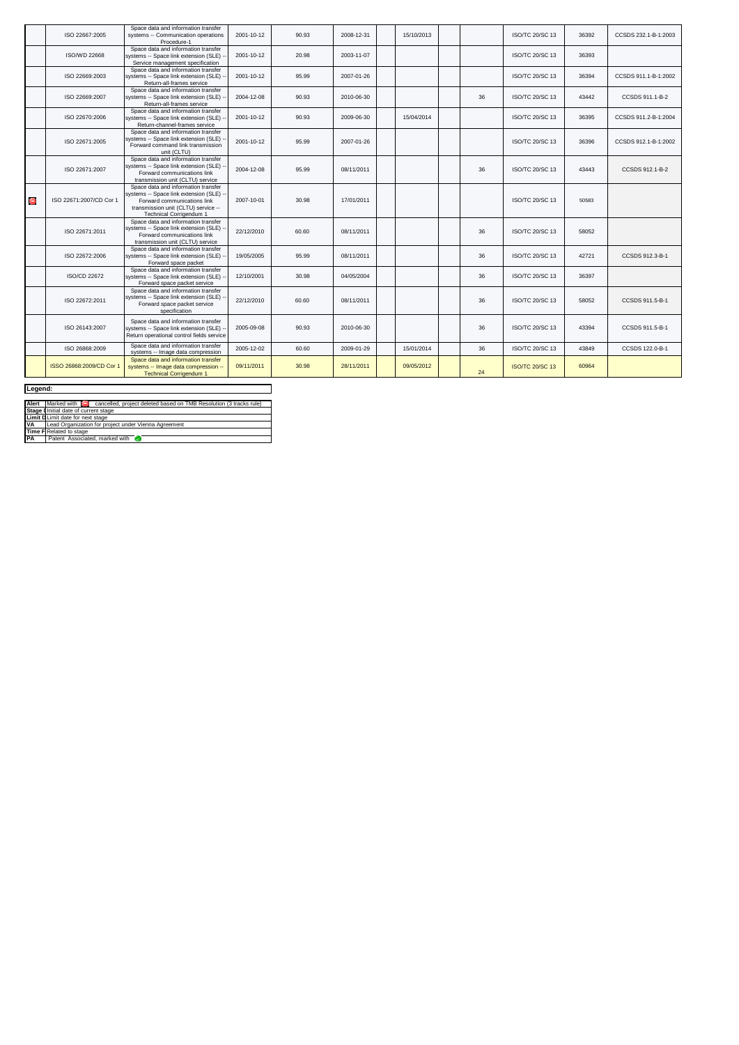| | | | | | | | | | | | | |
|---|---|---|---|---|---|---|---|---|---|---|---|---|
| | ISO 22667:2005 | Space data and information transfer systems -- Communication operations Procedure-1 | 2001-10-12 | 90.93 | 2008-12-31 | | 15/10/2013 | | | ISO/TC 20/SC 13 | 36392 | CCSDS 232.1-B-1:2003 |
| | ISO/WD 22668 | Space data and information transfer systems -- Space link extension (SLE) -- Service management specification | 2001-10-12 | 20.98 | 2003-11-07 | | | | | ISO/TC 20/SC 13 | 36393 | |
| | ISO 22669:2003 | Space data and information transfer systems -- Space link extension (SLE) -- Return-all-frames service | 2001-10-12 | 95.99 | 2007-01-26 | | | | | ISO/TC 20/SC 13 | 36394 | CCSDS 911.1-B-1:2002 |
| | ISO 22669:2007 | Space data and information transfer systems -- Space link extension (SLE) -- Return-all-frames service | 2004-12-08 | 90.93 | 2010-06-30 | | | | 36 | ISO/TC 20/SC 13 | 43442 | CCSDS 911.1-B-2 |
| | ISO 22670:2006 | Space data and information transfer systems -- Space link extension (SLE) -- Return-channel-frames service | 2001-10-12 | 90.93 | 2009-06-30 | | 15/04/2014 | | | ISO/TC 20/SC 13 | 36395 | CCSDS 911.2-B-1:2004 |
| | ISO 22671:2005 | Space data and information transfer systems -- Space link extension (SLE) -- Forward command link transmission unit (CLTU) | 2001-10-12 | 95.99 | 2007-01-26 | | | | | ISO/TC 20/SC 13 | 36396 | CCSDS 912.1-B-1:2002 |
| | ISO 22671:2007 | Space data and information transfer systems -- Space link extension (SLE) -- Forward communications link transmission unit (CLTU) service | 2004-12-08 | 95.99 | 08/11/2011 | | | | 36 | ISO/TC 20/SC 13 | 43443 | CCSDS 912.1-B-2 |
| | ISO 22671:2007/CD Cor 1 | Space data and information transfer systems -- Space link extension (SLE) -- Forward communications link transmission unit (CLTU) service -- Technical Corrigendum 1 | 2007-10-01 | 30.98 | 17/01/2011 | | | | | ISO/TC 20/SC 13 | 50583 | |
| | ISO 22671:2011 | Space data and information transfer systems -- Space link extension (SLE) -- Forward communications link transmission unit (CLTU) service | 22/12/2010 | 60.60 | 08/11/2011 | | | | 36 | ISO/TC 20/SC 13 | 58052 | |
| | ISO 22672:2006 | Space data and information transfer systems -- Space link extension (SLE) -- Forward space packet | 19/05/2005 | 95.99 | 08/11/2011 | | | | 36 | ISO/TC 20/SC 13 | 42721 | CCSDS 912.3-B-1 |
| | ISO/CD 22672 | Space data and information transfer systems -- Space link extension (SLE) -- Forward space packet service | 12/10/2001 | 30.98 | 04/05/2004 | | | | 36 | ISO/TC 20/SC 13 | 36397 | |
| | ISO 22672:2011 | Space data and information transfer systems -- Space link extension (SLE) -- Forward space packet service specification | 22/12/2010 | 60.60 | 08/11/2011 | | | | 36 | ISO/TC 20/SC 13 | 58052 | CCSDS 911.5-B-1 |
| | ISO 26143:2007 | Space data and information transfer systems -- Space link extension (SLE) -- Return operational control fields service | 2005-09-08 | 90.93 | 2010-06-30 | | | | 36 | ISO/TC 20/SC 13 | 43394 | CCSDS 911.5-B-1 |
| | ISO 26868:2009 | Space data and information transfer systems -- Image data compression | 2005-12-02 | 60.60 | 2009-01-29 | | 15/01/2014 | | 36 | ISO/TC 20/SC 13 | 43849 | CCSDS 122.0-B-1 |
| | ISSO 26868:2009/CD Cor 1 | Space data and information transfer systems -- Image data compression -- Technical Corrigendum 1 | 09/11/2011 | 30.98 | 28/11/2011 | | 09/05/2012 | | 24 | ISO/TC 20/SC 13 | 60964 | |

**Legend:**

| | |
|---|---|
| **Alert** | Marked with cancelled, project deleted based on TMB Resolution (3 tracks rule) |
| **Stage** | Initial date of current stage |
| **Limit D** | Limit date for next stage |
| **VA** | Lead Organization for project under Vienna Agreement |
| **Time F** | Related to stage |
| **PA** | Patent Associated, marked with |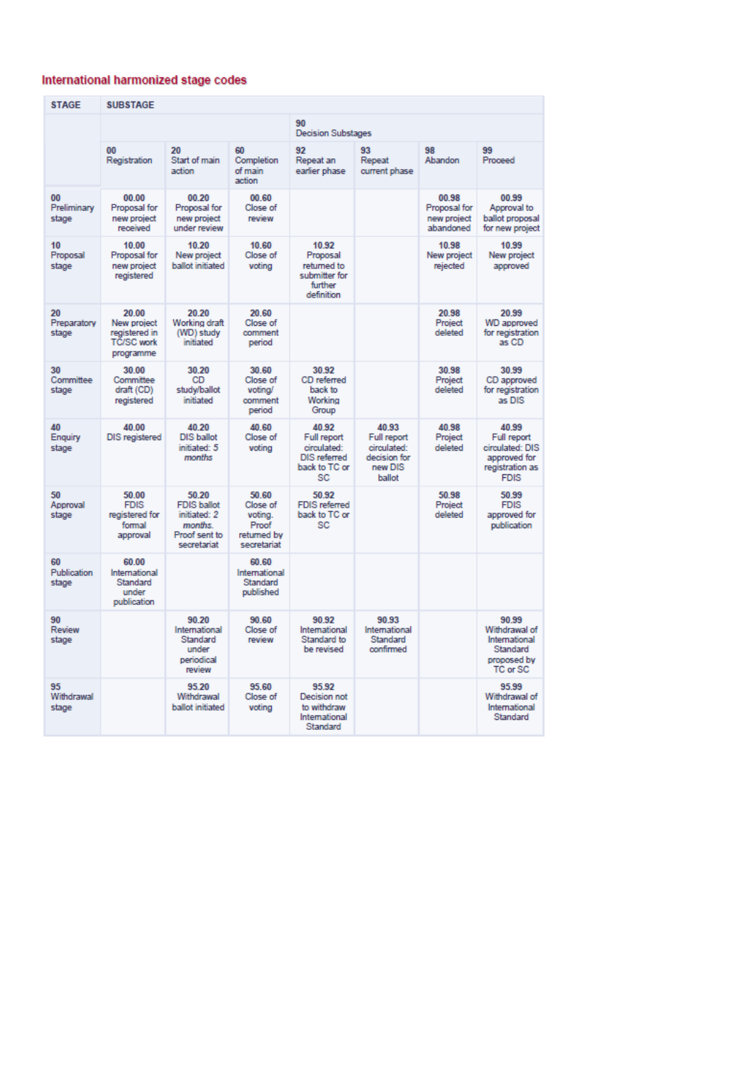## International harmonized stage codes

| STAGE | SUBSTAGE | | | | | | |
|---|---|---|---|---|---|---|---|
| | | | | 90 Decision Substages | | | |
| | 00 Registration | 20 Start of main action | 60 Completion of main action | 92 Repeat an earlier phase | 93 Repeat current phase | 98 Abandon | 99 Proceed |
| 00 Preliminary stage | 00.00 Proposal for new project received | 00.20 Proposal for new project under review | 00.60 Close of review | | | 00.98 Proposal for new project abandoned | 00.99 Approval to ballot proposal for new project |
| 10 Proposal stage | 10.00 Proposal for new project registered | 10.20 New project ballot initiated | 10.60 Close of voting | 10.92 Proposal returned to submitter for further definition | | 10.98 New project rejected | 10.99 New project approved |
| 20 Preparatory stage | 20.00 New project registered in TC/SC work programme | 20.20 Working draft (WD) study initiated | 20.60 Close of comment period | | | 20.98 Project deleted | 20.99 WD approved for registration as CD |
| 30 Committee stage | 30.00 Committee draft (CD) registered | 30.20 CD study/ballot initiated | 30.60 Close of voting/ comment period | 30.92 CD referred back to Working Group | | 30.98 Project deleted | 30.99 CD approved for registration as DIS |
| 40 Enquiry stage | 40.00 DIS registered | 40.20 DIS ballot initiated: 5 *months* | 40.60 Close of voting | 40.92 Full report circulated: DIS referred back to TC or SC | 40.93 Full report circulated: decision for new DIS ballot | 40.98 Project deleted | 40.99 Full report circulated: DIS approved for registration as FDIS |
| 50 Approval stage | 50.00 FDIS registered for formal approval | 50.20 FDIS ballot initiated: 2 *months*. Proof sent to secretariat | 50.60 Close of voting. Proof returned by secretariat | 50.92 FDIS referred back to TC or SC | | 50.98 Project deleted | 50.99 FDIS approved for publication |
| 60 Publication stage | 60.00 International Standard under publication | | 60.60 International Standard published | | | | |
| 90 Review stage | | 90.20 International Standard under periodical review | 90.60 Close of review | 90.92 International Standard to be revised | 90.93 International Standard confirmed | | 90.99 Withdrawal of International Standard proposed by TC or SC |
| 95 Withdrawal stage | | 95.20 Withdrawal ballot initiated | 95.60 Close of voting | 95.92 Decision not to withdraw International Standard | | | 95.99 Withdrawal of International Standard |